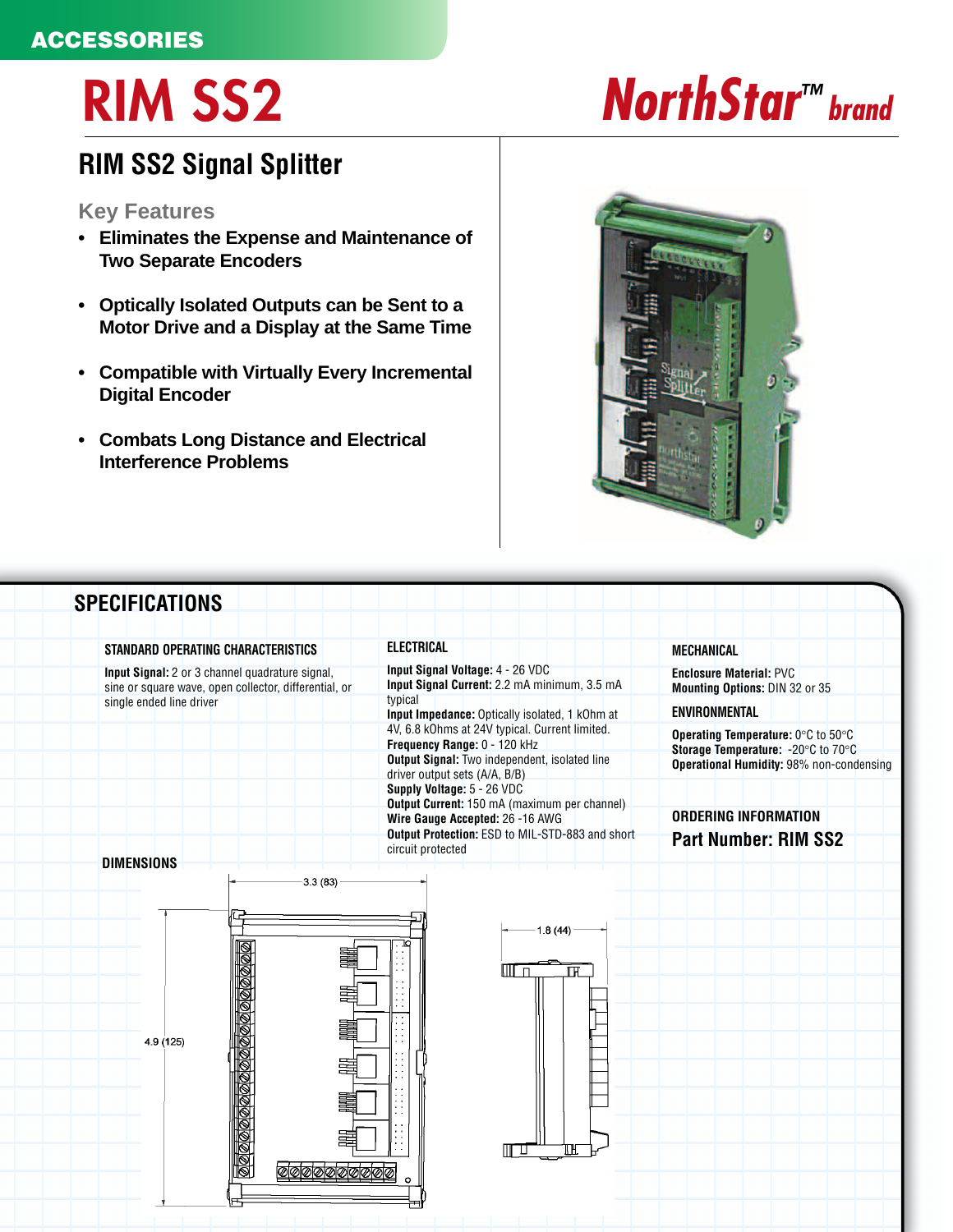ACCESSORIES

# RIM SS2

NorthStar™ brand

## RIM SS2 Signal Splitter

### Key Features

- **Eliminates the Expense and Maintenance of Two Separate Encoders**
- **Optically Isolated Outputs can be Sent to a Motor Drive and a Display at the Same Time**
- **Compatible with Virtually Every Incremental Digital Encoder**
- **Combats Long Distance and Electrical Interference Problems**

## SPECIFICATIONS

### STANDARD OPERATING CHARACTERISTICS

**Input Signal:** 2 or 3 channel quadrature signal, sine or square wave, open collector, differential, or single ended line driver

### ELECTRICAL

**Input Signal Voltage:** 4 - 26 VDC
**Input Signal Current:** 2.2 mA minimum, 3.5 mA typical
**Input Impedance:** Optically isolated, 1 kOhm at 4V, 6.8 kOhms at 24V typical. Current limited.
**Frequency Range:** 0 - 120 kHz
**Output Signal:** Two independent, isolated line driver output sets (A/A, B/B)
**Supply Voltage:** 5 - 26 VDC
**Output Current:** 150 mA (maximum per channel)
**Wire Gauge Accepted:** 26 -16 AWG
**Output Protection:** ESD to MIL-STD-883 and short circuit protected

### MECHANICAL

**Enclosure Material:** PVC
**Mounting Options:** DIN 32 or 35

### ENVIRONMENTAL

**Operating Temperature:** 0°C to 50°C
**Storage Temperature:** -20°C to 70°C
**Operational Humidity:** 98% non-condensing

### ORDERING INFORMATION

**Part Number: RIM SS2**

### DIMENSIONS

3.3 (83)

4.9 (125)

1.8 (44)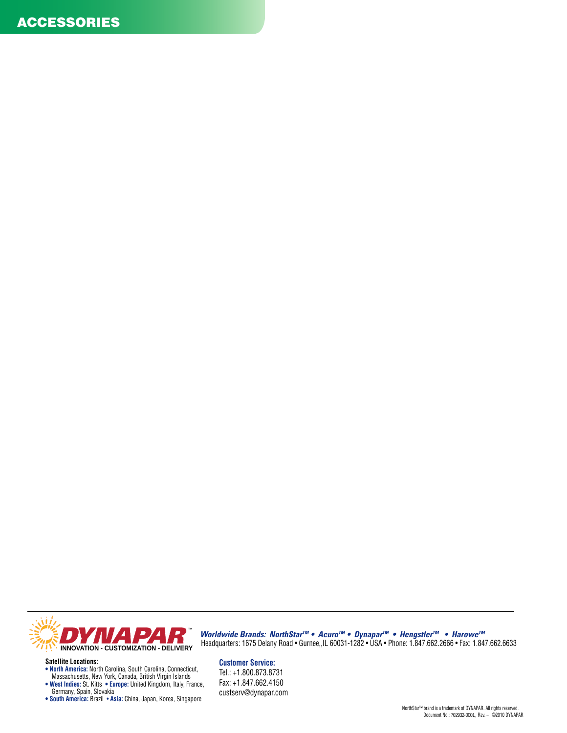# ACCESSORIES

DYNAPAR™
INNOVATION - CUSTOMIZATION - DELIVERY

***Worldwide Brands: NorthStar™ • Acuro™ • Dynapar™ • Hengstler™ • Harowe™***
Headquarters: 1675 Delany Road • Gurnee,,IL 60031-1282 • USA • Phone: 1.847.662.2666 • Fax: 1.847.662.6633

**Satellite Locations:**
- **North America:** North Carolina, South Carolina, Connecticut, Massachusetts, New York, Canada, British Virgin Islands
- **West Indies:** St. Kitts • **Europe:** United Kingdom, Italy, France, Germany, Spain, Slovakia
- **South America:** Brazil • **Asia:** China, Japan, Korea, Singapore

**Customer Service:**
Tel.: +1.800.873.8731
Fax: +1.847.662.4150
custserv@dynapar.com

NorthStar™ brand is a trademark of DYNAPAR. All rights reserved.
Document No.: 702932-0001, Rev. – ©2010 DYNAPAR